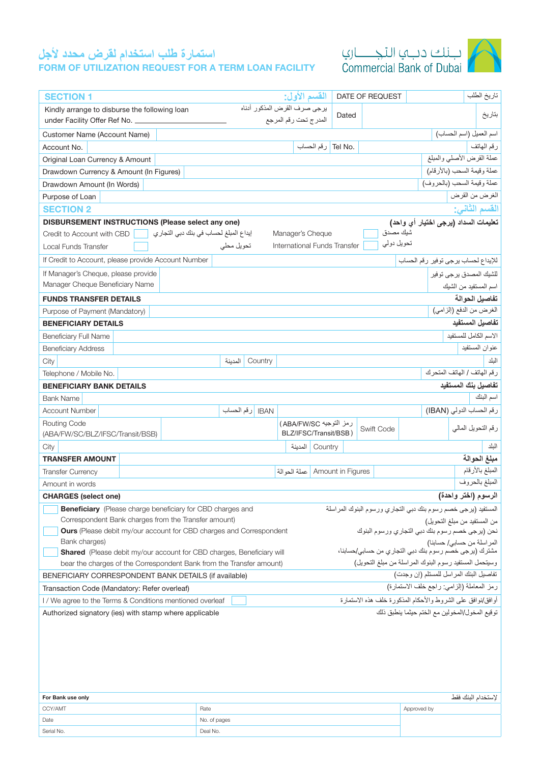# استمارة طلب استخدام لقرض محدد لأجل
# FORM OF UTILIZATION REQUEST FOR A TERM LOAN FACILITY

بـنـك دبـي التجـــاري
Commercial Bank of Dubai

| **SECTION 1** | **القسم الأول:** | DATE OF REQUEST | | تاريخ الطلب |
|---|---|---|---|---|
| Kindly arrange to disburse the following loan under Facility Offer Ref No. ____________ | يرجى صرف القرض المذكور أدناه المدرج تحت رقم المرجع | Dated | | بتاريخ |
| Customer Name (Account Name) | | | | اسم العميل (اسم الحساب) |
| Account No. | رقم الحساب | Tel No. | | رقم الهاتف |
| Original Loan Currency & Amount | | | | عملة القرض الأصلي والمبلغ |
| Drawdown Currency & Amount (In Figures) | | | | عملة وقيمة السحب (بالأرقام) |
| Drawdown Amount (In Words) | | | | عملة وقيمة السحب (بالحروف) |
| Purpose of Loan | | | | الغرض من القرض |

| **SECTION 2** | | | **القسم الثاني:** |
|---|---|---|---|
| **DISBURSEMENT INSTRUCTIONS (Please select any one)** | | | **تعليمات السداد (يرجى اختيار أي واحد)** |
| Credit to Account with CBD ☐ | إيداع المبلغ لحساب في بنك دبي التجاري | Manager's Cheque ☐ | شيك مصدق |
| Local Funds Transfer ☐ | تحويل محلي | International Funds Transfer ☐ | تحويل دولي |
| If Credit to Account, please provide Account Number | | | للإيداع لحساب يرجى توفير رقم الحساب |
| If Manager's Cheque, please provide Manager Cheque Beneficiary Name | | | للشيك المصدق يرجى توفير اسم المستفيد من الشيك |
| **FUNDS TRANSFER DETAILS** | | | **تفاصيل الحوالة** |
| Purpose of Payment (Mandatory) | | | الغرض من الدفع (إلزامي) |
| **BENEFICIARY DETAILS** | | | **تفاصيل المستفيد** |
| Beneficiary Full Name | | | الاسم الكامل للمستفيد |
| Beneficiary Address | | | عنوان المستفيد |
| City | المدينة | Country | البلد |
| Telephone / Mobile No. | | | رقم الهاتف / الهاتف المتحرك |
| **BENEFICIARY BANK DETAILS** | | | **تفاصيل بنك المستفيد** |
| Bank Name | | | اسم البنك |
| Account Number | رقم الحساب | IBAN | رقم الحساب الدولي (IBAN) |
| Routing Code (ABA/FW/SC/BLZ/IFSC/Transit/BSB) | رمز التوجيه (ABA/FW/SC BLZ/IFSC/Transit/BSB) | Swift Code | رقم التحويل المالي |
| City | المدينة | Country | البلد |
| **TRANSFER AMOUNT** | | | **مبلغ الحوالة** |
| Transfer Currency | عملة الحوالة | Amount in Figures | المبلغ بالأرقام |
| Amount in words | | | المبلغ بالحروف |
| **CHARGES (select one)** | | | **الرسوم (اختر واحدة)** |
| ☐ **Beneficiary** (Please charge beneficiary for CBD charges and Correspondent Bank charges from the Transfer amount) | | | المستفيد (يرجى خصم رسوم بنك دبي التجاري ورسوم البنوك المراسلة من المستفيد من مبلغ التحويل) |
| ☐ **Ours** (Please debit my/our account for CBD charges and Correspondent Bank charges) | | | نحن (يرجى خصم رسوم بنك دبي التجاري ورسوم البنوك المراسلة من حسابي/ حسابنا) |
| ☐ **Shared** (Please debit my/our account for CBD charges, Beneficiary will bear the charges of the Correspondent Bank from the Transfer amount) | | | مشترك (يرجى خصم رسوم بنك دبي التجاري من حسابي/حسابنا، وسيتحمل المستفيد رسوم البنوك المراسلة من مبلغ التحويل) |
| BENEFICIARY CORRESPONDENT BANK DETAILS (if available) | | | تفاصيل البنك المراسل للمستلم (إن وجدت) |
| Transaction Code (Mandatory: Refer overleaf) | | | رمز المعاملة (إلزامي: راجع خلف الاستمارة) |
| I / We agree to the Terms & Conditions mentioned overleaf ☐ | | | أوافق/نوافق على الشروط والأحكام المذكورة خلف هذه الاستمارة |
| Authorized signatory (ies) with stamp where applicable | | | توقيع المخول/المخولين مع الختم حيثما ينطبق ذلك |

| **For Bank use only** | | إلاستخدام البنك فقط |
|---|---|---|
| CCY/AMT | Rate | Approved by |
| Date | No. of pages | |
| Serial No. | Deal No. | |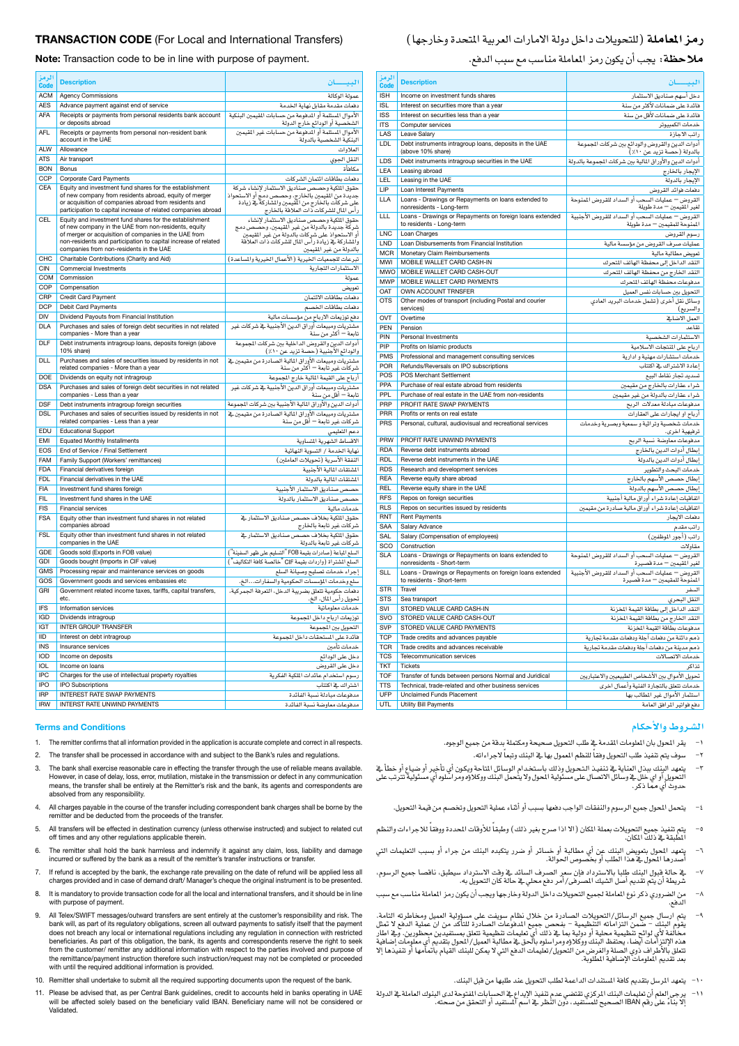## TRANSACTION CODE (For Local and International Transfers)

## رمز المعاملة (للتحويلات داخل دولة الامارات العربية المتحدة وخارجها)

**Note:** Transaction code to be in line with purpose of payment.

**ملاحظة:** يجب أن يكون رمز المعاملة مناسب مع سبب الدفع.

| الرمز Code | Description | البيـــــــان |
|---|---|---|
| ACM | Agency Commissions | عمولة الوكالة |
| AES | Advance payment against end of service | دفعات مقدمة مقابل نهاية الخدمة |
| AFA | Receipts or payments from personal residents bank account or deposits abroad | الأموال المستلمة أو المدفوعة من حسابات المقيمين البنكية الشخصية أو الودائع خارج الدولة |
| AFL | Receipts or payments from personal non-resident bank account in the UAE | الأموال المستلمة أو المدفوعة من حسابات غير المقيمين البنكية الشخصية بالدولة |
| ALW | Allowance | العلاوات |
| ATS | Air transport | النقل الجوي |
| BON | Bonus | مكافأة |
| CCP | Corporate Card Payments | دفعات بطاقات ائتمان الشركات |
| CEA | Equity and investment fund shares for the establishment of new company from residents abroad, equity of merger or acquisition of companies abroad from residents and participation to capital increase of related companies abroad | حقوق الملكية وحصص صناديق الاستثمار لإنشاء شركة جديدة من المقيمين بالخارج، وحصص دمج أو الاستحواذ على شركات بالخارج من المقيمين والمشاركة في زيادة رأس المال للشركات ذات العلاقة بالخارج |
| CEL | Equity and investment fund shares for the establishment of new company in the UAE from non-residents, equity of merger or acquisition of companies in the UAE from non-residents and participation to capital increase of related companies from non-residents in the UAE | حقوق الملكية وحصص صناديق الاستثمار لإنشاء شركة جديدة بالدولة من غير المقيمين، وحصص دمج أو الاستحواذ على شركات بالدولة من غير المقيمين والمشاركة في زيادة رأس المال للشركات ذات العلاقة بالدولة من غير المقيمين |
| CHC | Charitable Contributions (Charity and Aid) | تبرعات للجمعيات الخيرية (الأعمال الخيرية والمساعدة) |
| CIN | Commercial Investments | الاستثمارات التجارية |
| COM | Commission | عمولة |
| COP | Compensation | تعويض |
| CRP | Credit Card Payment | دفعات بطاقات الائتمان |
| DCP | Debit Card Payments | دفعات بطاقات الخصم |
| DIV | Dividend Payouts from Financial Institution | دفع توزيعات الارباح من مؤسسات مالية |
| DLA | Purchases and sales of foreign debt securities in not related companies - More than a year | مشتريات ومبيعات أوراق الدين الأجنبية في شركات غير تابعة – أكثر من سنة |
| DLF | Debt instruments intragroup loans, deposits foreign (above 10% share) | أدوات الدين والقروض الداخلية بين شركات المجموعة والودائع الأجنبية (حصة تزيد عن ١٠٪) |
| DLL | Purchases and sales of securities issued by residents in not related companies - More than a year | مشتريات ومبيعات الأوراق المالية الصادرة من مقيمين في شركات غير تابعة – أكثر من سنة |
| DOE | Dividends on equity not intragroup | أرباح على القيمة المالية خارج المجموعة |
| DSA | Purchases and sales of foreign debt securities in not related companies - Less than a year | مشتريات ومبيعات أوراق الدين الأجنبية في شركات غير تابعة – أقل من سنة |
| DSF | Debt instruments intragroup foreign securities | أدوات الدين والأوراق المالية الأجنبية بين شركات المجموعة |
| DSL | Purchases and sales of securities issued by residents in not related companies - Less than a year | مشتريات ومبيعات الأوراق المالية الصادرة من مقيمين في شركات غير تابعة – أقل من سنة |
| EDU | Educational Support | دعم التعليمي |
| EMI | Equated Monthly Installments | الاقساط الشهرية المتساوية |
| EOS | End of Service / Final Settlement | نهاية الخدمة / التسوية النهائية |
| FAM | Family Support (Workers' remittances) | النفقة الأسرية (تحويلات العاملين) |
| FDA | Financial derivatives foreign | المشتقات المالية الأجنبية |
| FDL | Financial derivatives in the UAE | المشتقات المالية بالدولة |
| FIA | Investment fund shares foreign | حصص صناديق الاستثمار الأجنبية |
| FIL | Investment fund shares in the UAE | حصص صناديق الاستثمار بالدولة |
| FIS | Financial services | خدمات مالية |
| FSA | Equity other than investment fund shares in not related companies abroad | حقوق الملكية بخلاف حصص صناديق الاستثمار في شركات غير تابعة بالخارج |
| FSL | Equity other than investment fund shares in not related companies in the UAE | حقوق الملكية بخلاف حصص صناديق الاستثمار في شركات غير تابعة بالدولة |
| GDE | Goods sold (Exports in FOB value) | السلع المباعة (صادرات بقيمة FOB "التسليم على ظهر السفينة") |
| GDI | Goods bought (Imports in CIF value) | السلع المشتراة (واردات بقيمة CIF "خالصة كافة التكاليف") |
| GMS | Processing repair and maintenance services on goods | إجراء خدمات تصليح وصيانة السلع |
| GOS | Government goods and services embassies etc | سلع وخدمات المؤسسات الحكومية والسفارات...الخ. |
| GRI | Government related income taxes, tariffs, capital transfers, etc. | دفعات حكومية تتعلق بضريبة الدخل، التعرفة الجمركية، تحويل رأس المال، الخ. |
| IFS | Information services | خدمات معلوماتية |
| IGD | Dividends intragroup | توزيعات ارباح داخل المجموعة |
| IGT | INTER GROUP TRANSFER | التحويل بين المجموعة |
| IID | Interest on debt intragroup | فائدة على المستحقات داخل المجموعة |
| INS | Insurance services | خدمات تأمين |
| IOD | Income on deposits | دخل على الودائع |
| IOL | Income on loans | دخل على القروض |
| IPC | Charges for the use of intellectual property royalties | رسوم استخدام عائدات الملكية الفكرية |
| IPO | IPO Subscriptions | اشتراك في اكتتاب |
| IRP | INTEREST RATE SWAP PAYMENTS | مدفوعات مبادلة نسبة الفائدة |
| IRW | INTEREST RATE UNWIND PAYMENTS | مدفوعات معاوضة نسبة الفائدة |
| ISH | Income on investment funds shares | دخل أسهم صناديق الاستثمار |
| ISL | Interest on securities more than a year | فائدة على ضمانات لأكثر من سنة |
| ISS | Interest on securities less than a year | فائدة على ضمانات لأقل من سنة |
| ITS | Computer services | خدمات الكمبيوتر |
| LAS | Leave Salary | راتب الاجازة |
| LDL | Debt instruments intragroup loans, deposits in the UAE (above 10% share) | أدوات الدين والقروض والودائع بين شركات المجموعة بالدولة (حصة تزيد عن ١٠٪) |
| LDS | Debt instruments intragroup securities in the UAE | أدوات الدين والأوراق المالية بين شركات المجموعة بالدولة |
| LEA | Leasing abroad | الإيجار بالخارج |
| LEL | Leasing in the UAE | الإيجار بالدولة |
| LIP | Loan Interest Payments | دفعات فوائد القروض |
| LLA | Loans - Drawings or Repayments on loans extended to nonresidents - Long-term | القروض – عمليات السحب أو السداد للقروض الممنوحة لغير المقيمين – مدة طويلة |
| LLL | Loans - Drawings or Repayments on foreign loans extended to residents - Long-term | القروض – عمليات السحب أو السداد للقروض الأجنبية الممنوحة للمقيمين – مدة طويلة |
| LNC | Loan Charges | رسوم القروض |
| LND | Loan Disbursements from Financial Institution | عمليات صرف القروض من مؤسسة مالية |
| MCR | Monetary Claim Reimbursements | تعويض مطالبة مالية |
| MWI | MOBILE WALLET CARD CASH-IN | النقد الداخل إلى محفظة الهاتف المتحرك |
| MWO | MOBILE WALLET CARD CASH-OUT | النقد الخارج من محفظة الهاتف المتحرك |
| MWP | MOBILE WALLET CARD PAYMENTS | مدفوعات محفظة الهاتف المتحرك |
| OAT | OWN ACCOUNT TRNSFER | التحويل بين حسابات نفس العميل |
| OTS | Other modes of transport (including Postal and courier services) | وسائل نقل أخرى (تشمل خدمات البريد العادي والسريع) |
| OVT | Overtime | العمل الاضافي |
| PEN | Pension | تقاعد |
| PIN | Personal Investments | الاستثمارات الشخصية |
| PIP | Profits on Islamic products | ارباح على المنتجات الاسلامية |
| PMS | Professional and management consulting services | خدمات استشارات مهنية و ادارية |
| POR | Refunds/Reversals on IPO subscriptions | إعادة الاشتراك في اكتتاب |
| POS | POS Merchant Settlement | تسديد تجار نقاط البيع |
| PPA | Purchase of real estate abroad from residents | شراء عقارات بالخارج من مقيمين |
| PPL | Purchase of real estate in the UAE from non-residents | شراء عقارات بالدولة من غير مقيمين |
| PRP | PROFIT RATE SWAP PAYMENTS | مدفوعات مبادلة معدلات الربح |
| PRR | Profits or rents on real estate | أرباح أو ايجارات على العقارات |
| PRS | Personal, cultural, audiovisual and recreational services | خدمات شخصية وثرائية و سمعية وبصرية وخدمات ترفيهية اخرى. |
| PRW | PROFIT RATE UNWIND PAYMENTS | مدفوعات معاوضة نسبة الربح |
| RDA | Reverse debt instruments abroad | إبطال أدوات الدين بالخارج |
| RDL | Reverse debt instruments in the UAE | إبطال أدوات الدين بالدولة |
| RDS | Research and development services | خدمات البحث والتطوير |
| REA | Reverse equity share abroad | إبطال حصص الأسهم بالخارج |
| REL | Reverse equity share in the UAE | إبطال حصص الأسهم بالدولة |
| RFS | Repos on foreign securities | اتفاقيات إعادة شراء أوراق مالية أجنبية |
| RLS | Repos on securities issued by residents | اتفاقيات إعادة شراء أوراق مالية صادرة من مقيمين |
| RNT | Rent Payments | دفعات الايجار |
| SAA | Salary Advance | راتب مقدم |
| SAL | Salary (Compensation of employees) | راتب (أجور الموظفين) |
| SCO | Construction | مقاولات |
| SLA | Loans - Drawings or Repayments on loans extended to nonresidents - Short-term | القروض – عمليات السحب أو السداد للقروض الممنوحة لغير المقيمين – مدة قصيرة |
| SLL | Loans - Drawings or Repayments on foreign loans extended to residents - Short-term | القروض – عمليات السحب أو السداد للقروض الأجنبية الممنوحة للمقيمين – مدة قصيرة |
| STR | Travel | السفر |
| STS | Sea transport | النقل البحري |
| SVI | STORED VALUE CARD CASH-IN | النقد الداخل إلى بطاقة القيمة المخزنة |
| SVO | STORED VALUE CARD CASH-OUT | النقد الخارج من بطاقة القيمة المخزنة |
| SVP | STORED VALUE CARD PAYMENTS | مدفوعات بطاقة القيمة المخزنة |
| TCP | Trade credits and advances payable | ذمم دائنة من دفعات آجلة ودفعات مقدمة تجارية |
| TCR | Trade credits and advances receivable | ذمم مدينة من دفعات آجلة ودفعات مقدمة تجارية |
| TCS | Telecommunication services | خدمات الاتصالات |
| TKT | Tickets | تذاكر |
| TOF | Transfer of funds between persons Normal and Juridical | تحويل الأموال بين الأشخاص الطبيعيين والاعتباريين |
| TTS | Technical, trade-related and other business services | خدمات تتعلق بالتجارة الفنية وأعمال اخرى |
| UFP | Unclaimed Funds Placement | استثمار الأموال غير المطالب بها |
| UTL | Utility Bill Payments | دفع فواتير المرافق العامة |

## Terms and Conditions

1. The remitter confirms that all information provided in the application is accurate complete and correct in all respects.
2. The transfer shall be processed in accordance with and subject to the Bank's rules and regulations.
3. The bank shall exercise reasonable care in effecting the transfer through the use of reliable means available. However, in case of delay, loss, error, mutilation, mistake in the transmission or defect in any communication means, the transfer shall be entirely at the Remitter's risk and the bank, its agents and correspondents are absolved from any responsibility.
4. All charges payable in the course of the transfer including correspondent bank charges shall be borne by the remitter and be deducted from the proceeds of the transfer.
5. All transfers will be effected in destination currency (unless otherwise instructed) and subject to related cut off times and any other regulations applicable therein.
6. The remitter shall hold the bank harmless and indemnify it against any claim, loss, liability and damage incurred or suffered by the bank as a result of the remitter's transfer instructions or transfer.
7. If refund is accepted by the bank, the exchange rate prevailing on the date of refund will be applied less all charges provided and in case of demand draft/ Manager's cheque the original instrument is to be presented.
8. It is mandatory to provide transaction code for all the local and international transfers, and it should be in line with purpose of payment.
9. All Telex/SWIFT messages/outward transfers are sent entirely at the customer's responsibility and risk. The bank will, as part of its regulatory obligations, screen all outward payments to satisfy itself that the payment does not breach any local or international regulations including any regulation in connection with restricted beneficiaries. As part of this obligation, the bank, its agents and correspondents reserve the right to seek from the customer/ remitter any additional information with respect to the parties involved and purpose of the remittance/payment instruction therefore such instruction/request may not be completed or proceeded with until the required additional information is provided.
10. Remitter shall undertake to submit all the required supporting documents upon the request of the bank.
11. Please be advised that, as per Central Bank guidelines, credit to accounts held in banks operating in UAE will be affected solely based on the beneficiary valid IBAN. Beneficiary name will not be considered or Validated.

## الشروط والأحكام

١- يقر المحول بان المعلومات المقدمة في طلب التحويل صحيحة ومكتملة بدقة من جميع الوجوه.

٢- سوف يتم تنفيذ طلب التحويل وفقاً للنظم المعمول بها في البنك وتبعاً لاجراءاته.

٣- يتعهد البنك ببذل العناية في تنفيذ التحويل وذلك باستخدام الوسائل المتاحة ويكون أي تأخير أو ضياع أو خطأ في التحويل أو أي خلل في وسائل الاتصال على مسؤولية المحول ولا يتحمل البنك ووكلاؤه ومراسلوه أي مسؤولية تترتب على حدوث أي مما ذكر.

٤- يتحمل المحول جميع الرسوم والنفقات الواجب دفعها بسبب أو أثناء عملية التحويل وتخصم من قيمة التحويل.

٥- يتم تنفيذ جميع التحويلات بعملة المكان (الا اذا صرح بغير ذلك) وطبقاً للأوقات المحددة ووفقاً للاجراءات والنظم المطبقة في ذلك المكان.

٦- يتعهد المحول بتعويض البنك عن أي مطالبة أو خسائر أو ضرر يتكبده البنك من جراء أو بسبب التعليمات التي أصدرها المحول في هذا الطلب أو بخصوص الحوالة.

٧- في حالة قبول البنك طلبا بالاسترداد فإن سعر الصرف السائد في وقت الاسترداد سيطبق، ناقصا جميع الرسوم، شريطة أن يتم تقديم أصل الشيك المصرفي/أمر دفع محلي في حالة كان التحويل به.

٨- من الضروري ذكر نوع المعاملة لجميع التحويلات داخل الدولة وخارجها ويجب أن يكون رمز المعاملة مناسب مع سبب الدفع.

٩- يتم ارسال جميع الرسائل/التحويلات الصادرة من خلال نظام سويفت على مسؤولية العميل ومخاطرته التامة. يقوم البنك – ضمن التزاماته التنظيمية – بفحص جميع المدفوعات الصادرة للتأكد من ان عملية الدفع لا تمثل مخالفة لأي لوائح تنظيمية محلية أو دولية بما في ذلك أي تعليمات تنظيمية تتعلق بمستفيدين محظورين. وفي اطار هذه الإلتزامات أيضاً، يحتفظ البنك ووكلاؤه ومراسلوه بالحق في مطالبة العميل/المحول بتقديم أي معلومات إضافية تتعلق بالأطراف ذوي الصلة والغرض من التحويل/تعليمات الدفع التي لا يمكن للبنك القيام بإتمامها أو تنفيذها إلا بعد تقديم المعلومات الإضافية المطلوبة.

١٠- يتعهد المرسل بتقديم كافة المستندات الداعمة لطلب التحويل عند طلبها من قبل البنك.

١١- يرجى العلم أن تعليمات البنك المركزي تقتضي عدم تنفيذ الإيداع في الحسابات المفتوحة لدى البنوك العاملة في الدولة إلا بناءً على رقم IBAN الصحيح للمستفيد، دون النظر في اسم المستفيد أو التحقق من صحته.